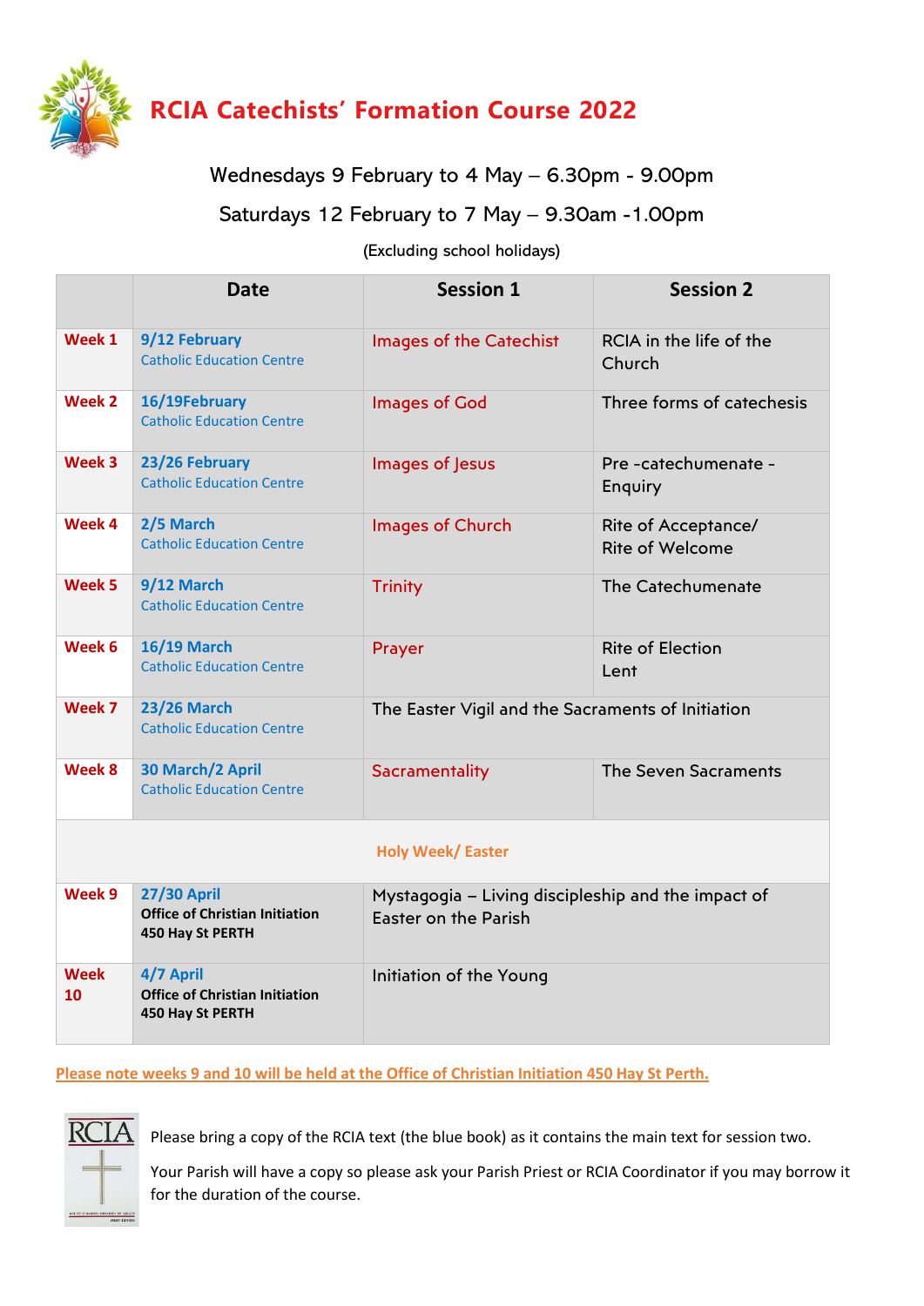# RCIA Catechists' Formation Course 2022

Wednesdays 9 February to 4 May – 6.30pm - 9.00pm

Saturdays 12 February to 7 May – 9.30am -1.00pm

(Excluding school holidays)

| | Date | Session 1 | Session 2 |
|---|---|---|---|
| Week 1 | **9/12 February** Catholic Education Centre | Images of the Catechist | RCIA in the life of the Church |
| Week 2 | **16/19February** Catholic Education Centre | Images of God | Three forms of catechesis |
| Week 3 | **23/26 February** Catholic Education Centre | Images of Jesus | Pre -catechumenate - Enquiry |
| Week 4 | **2/5 March** Catholic Education Centre | Images of Church | Rite of Acceptance/ Rite of Welcome |
| Week 5 | **9/12 March** Catholic Education Centre | Trinity | The Catechumenate |
| Week 6 | **16/19 March** Catholic Education Centre | Prayer | Rite of Election Lent |
| Week 7 | **23/26 March** Catholic Education Centre | The Easter Vigil and the Sacraments of Initiation | |
| Week 8 | **30 March/2 April** Catholic Education Centre | Sacramentality | The Seven Sacraments |
| | | **Holy Week/ Easter** | |
| Week 9 | **27/30 April** **Office of Christian Initiation 450 Hay St PERTH** | Mystagogia – Living discipleship and the impact of Easter on the Parish | |
| Week 10 | **4/7 April** **Office of Christian Initiation 450 Hay St PERTH** | Initiation of the Young | |

**Please note weeks 9 and 10 will be held at the Office of Christian Initiation 450 Hay St Perth.**

Please bring a copy of the RCIA text (the blue book) as it contains the main text for session two.

Your Parish will have a copy so please ask your Parish Priest or RCIA Coordinator if you may borrow it for the duration of the course.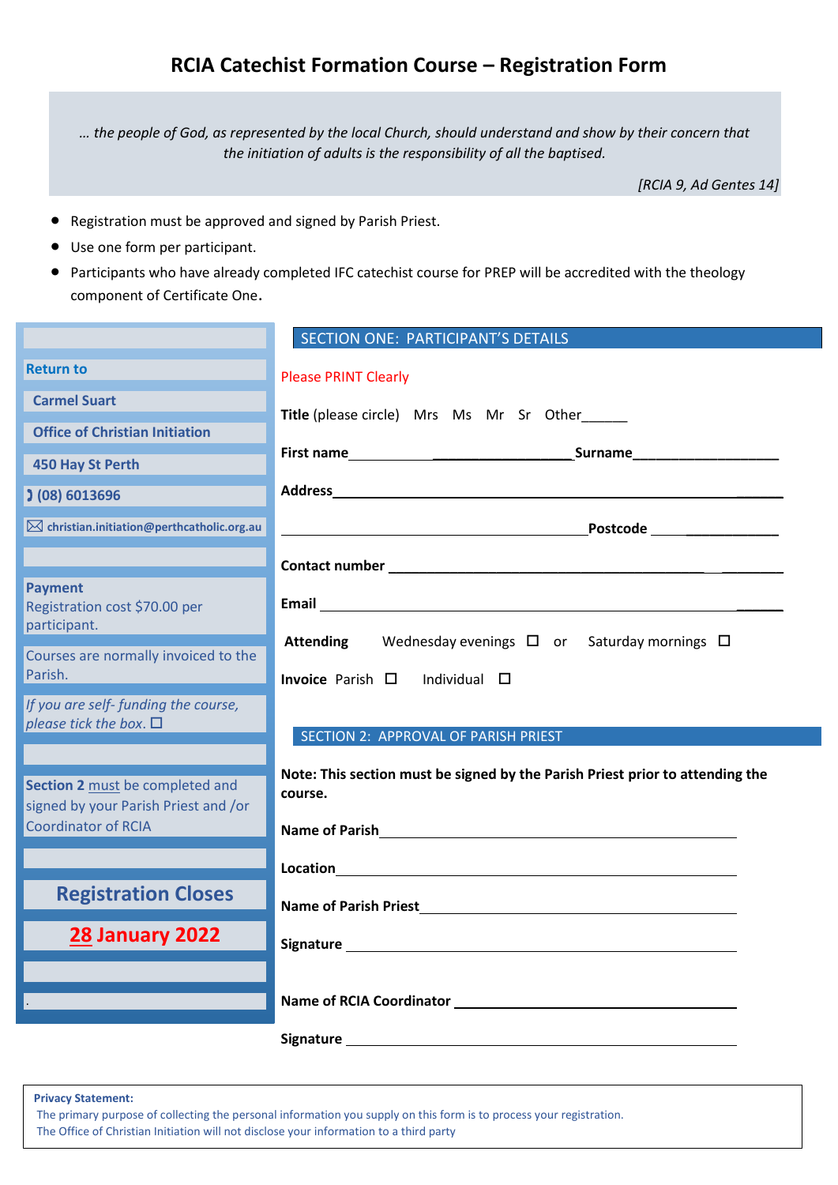# RCIA Catechist Formation Course – Registration Form

> *… the people of God, as represented by the local Church, should understand and show by their concern that the initiation of adults is the responsibility of all the baptised.*
>
> *[RCIA 9, Ad Gentes 14]*

- Registration must be approved and signed by Parish Priest.
- Use one form per participant.
- Participants who have already completed IFC catechist course for PREP will be accredited with the theology component of Certificate One.

**Return to**

**Carmel Suart**

**Office of Christian Initiation**

**450 Hay St Perth**

**(08) 6013696**

**christian.initiation@perthcatholic.org.au**

**Payment**
Registration cost $70.00 per participant.

Courses are normally invoiced to the Parish.

*If you are self- funding the course, please tick the box.* ☐

**Section 2** must be completed and signed by your Parish Priest and /or Coordinator of RCIA

**Registration Closes**

**28 January 2022**

## SECTION ONE: PARTICIPANT'S DETAILS

Please PRINT Clearly

**Title** (please circle) Mrs Ms Mr Sr Other______

**First name**______________________________ **Surname**____________________

**Address**______________________________________________________________

______________________________________________ **Postcode** _____________

**Contact number** _______________________________________________________

**Email** _________________________________________________________________

**Attending** Wednesday evenings ☐ or Saturday mornings ☐

**Invoice** Parish ☐ Individual ☐

## SECTION 2: APPROVAL OF PARISH PRIEST

**Note: This section must be signed by the Parish Priest prior to attending the course.**

**Name of Parish**___________________________________________________

**Location**_________________________________________________________

**Name of Parish Priest**______________________________________________

**Signature** _______________________________________________________

**Name of RCIA Coordinator** _________________________________________

**Signature** _______________________________________________________

**Privacy Statement:**
The primary purpose of collecting the personal information you supply on this form is to process your registration.
The Office of Christian Initiation will not disclose your information to a third party